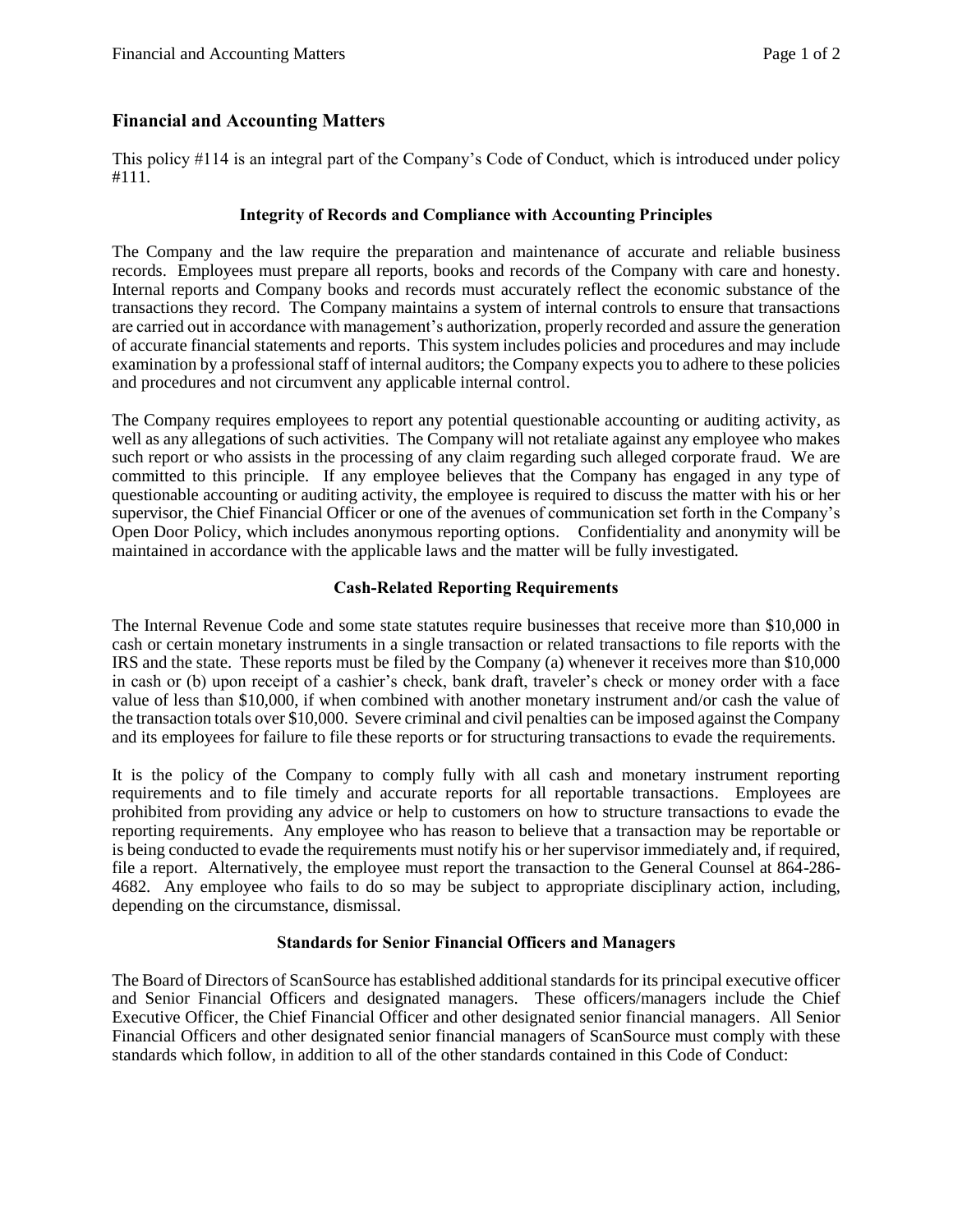## Financial and Accounting Matters

This policy #114 is an integral part of the Company's Code of Conduct, which is introduced under policy #111.

### Integrity of Records and Compliance with Accounting Principles

The Company and the law require the preparation and maintenance of accurate and reliable business records. Employees must prepare all reports, books and records of the Company with care and honesty. Internal reports and Company books and records must accurately reflect the economic substance of the transactions they record. The Company maintains a system of internal controls to ensure that transactions are carried out in accordance with management's authorization, properly recorded and assure the generation of accurate financial statements and reports. This system includes policies and procedures and may include examination by a professional staff of internal auditors; the Company expects you to adhere to these policies and procedures and not circumvent any applicable internal control.

The Company requires employees to report any potential questionable accounting or auditing activity, as well as any allegations of such activities. The Company will not retaliate against any employee who makes such report or who assists in the processing of any claim regarding such alleged corporate fraud. We are committed to this principle. If any employee believes that the Company has engaged in any type of questionable accounting or auditing activity, the employee is required to discuss the matter with his or her supervisor, the Chief Financial Officer or one of the avenues of communication set forth in the Company's Open Door Policy, which includes anonymous reporting options. Confidentiality and anonymity will be maintained in accordance with the applicable laws and the matter will be fully investigated.

### Cash-Related Reporting Requirements

The Internal Revenue Code and some state statutes require businesses that receive more than $10,000 in cash or certain monetary instruments in a single transaction or related transactions to file reports with the IRS and the state. These reports must be filed by the Company (a) whenever it receives more than $10,000 in cash or (b) upon receipt of a cashier's check, bank draft, traveler's check or money order with a face value of less than $10,000, if when combined with another monetary instrument and/or cash the value of the transaction totals over $10,000. Severe criminal and civil penalties can be imposed against the Company and its employees for failure to file these reports or for structuring transactions to evade the requirements.

It is the policy of the Company to comply fully with all cash and monetary instrument reporting requirements and to file timely and accurate reports for all reportable transactions. Employees are prohibited from providing any advice or help to customers on how to structure transactions to evade the reporting requirements. Any employee who has reason to believe that a transaction may be reportable or is being conducted to evade the requirements must notify his or her supervisor immediately and, if required, file a report. Alternatively, the employee must report the transaction to the General Counsel at 864-286-4682. Any employee who fails to do so may be subject to appropriate disciplinary action, including, depending on the circumstance, dismissal.

### Standards for Senior Financial Officers and Managers

The Board of Directors of ScanSource has established additional standards for its principal executive officer and Senior Financial Officers and designated managers. These officers/managers include the Chief Executive Officer, the Chief Financial Officer and other designated senior financial managers. All Senior Financial Officers and other designated senior financial managers of ScanSource must comply with these standards which follow, in addition to all of the other standards contained in this Code of Conduct: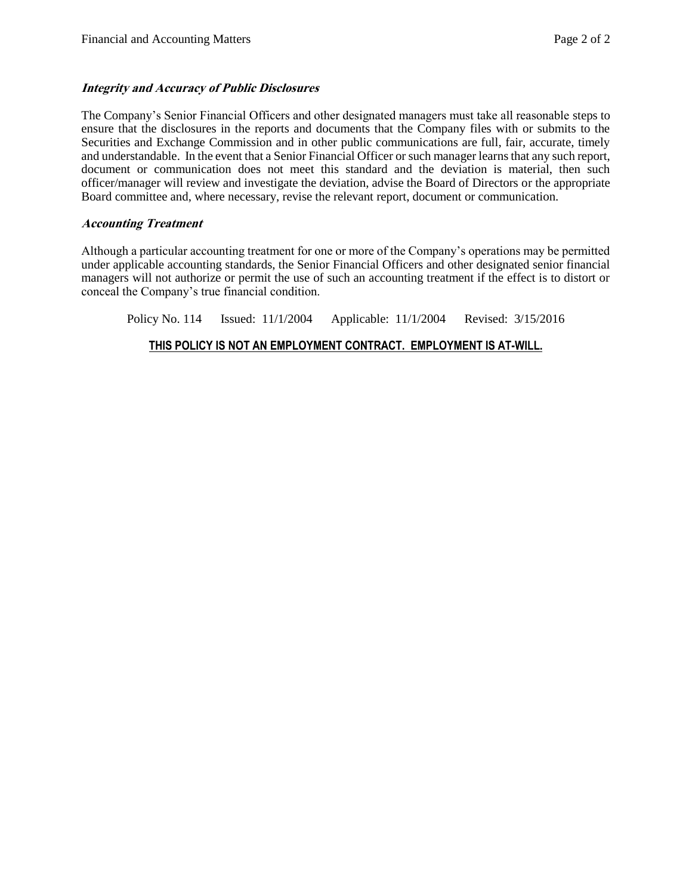***Integrity and Accuracy of Public Disclosures***

The Company's Senior Financial Officers and other designated managers must take all reasonable steps to ensure that the disclosures in the reports and documents that the Company files with or submits to the Securities and Exchange Commission and in other public communications are full, fair, accurate, timely and understandable. In the event that a Senior Financial Officer or such manager learns that any such report, document or communication does not meet this standard and the deviation is material, then such officer/manager will review and investigate the deviation, advise the Board of Directors or the appropriate Board committee and, where necessary, revise the relevant report, document or communication.

***Accounting Treatment***

Although a particular accounting treatment for one or more of the Company's operations may be permitted under applicable accounting standards, the Senior Financial Officers and other designated senior financial managers will not authorize or permit the use of such an accounting treatment if the effect is to distort or conceal the Company's true financial condition.

Policy No. 114 Issued: 11/1/2004 Applicable: 11/1/2004 Revised: 3/15/2016

**THIS POLICY IS NOT AN EMPLOYMENT CONTRACT. EMPLOYMENT IS AT-WILL.**